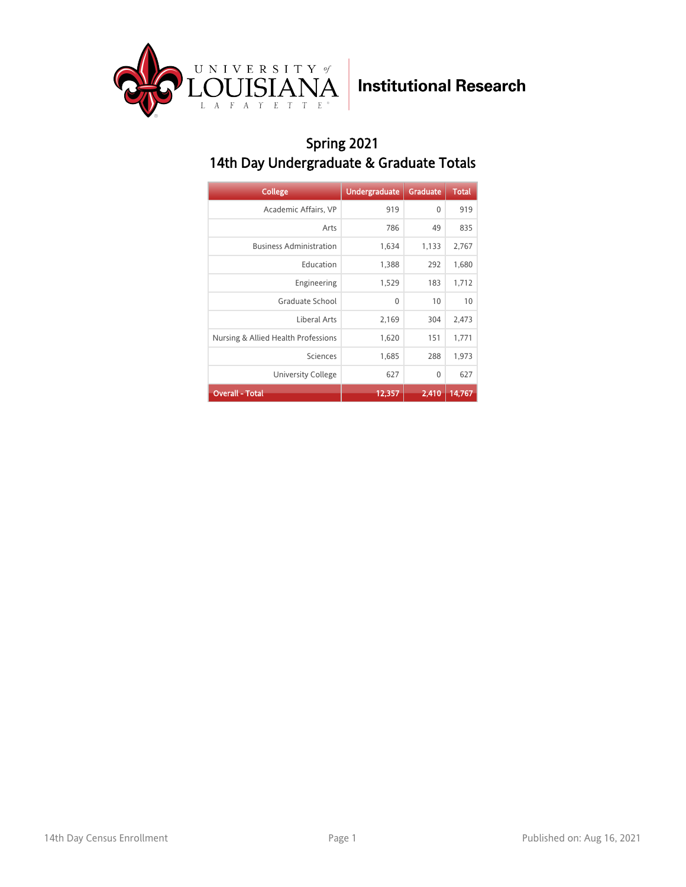University of Louisiana Lafayette | Institutional Research

# Spring 2021
## 14th Day Undergraduate & Graduate Totals

| College | Undergraduate | Graduate | Total |
|---|---|---|---|
| Academic Affairs, VP | 919 | 0 | 919 |
| Arts | 786 | 49 | 835 |
| Business Administration | 1,634 | 1,133 | 2,767 |
| Education | 1,388 | 292 | 1,680 |
| Engineering | 1,529 | 183 | 1,712 |
| Graduate School | 0 | 10 | 10 |
| Liberal Arts | 2,169 | 304 | 2,473 |
| Nursing & Allied Health Professions | 1,620 | 151 | 1,771 |
| Sciences | 1,685 | 288 | 1,973 |
| University College | 627 | 0 | 627 |
| **Overall - Total** | **12,357** | **2,410** | **14,767** |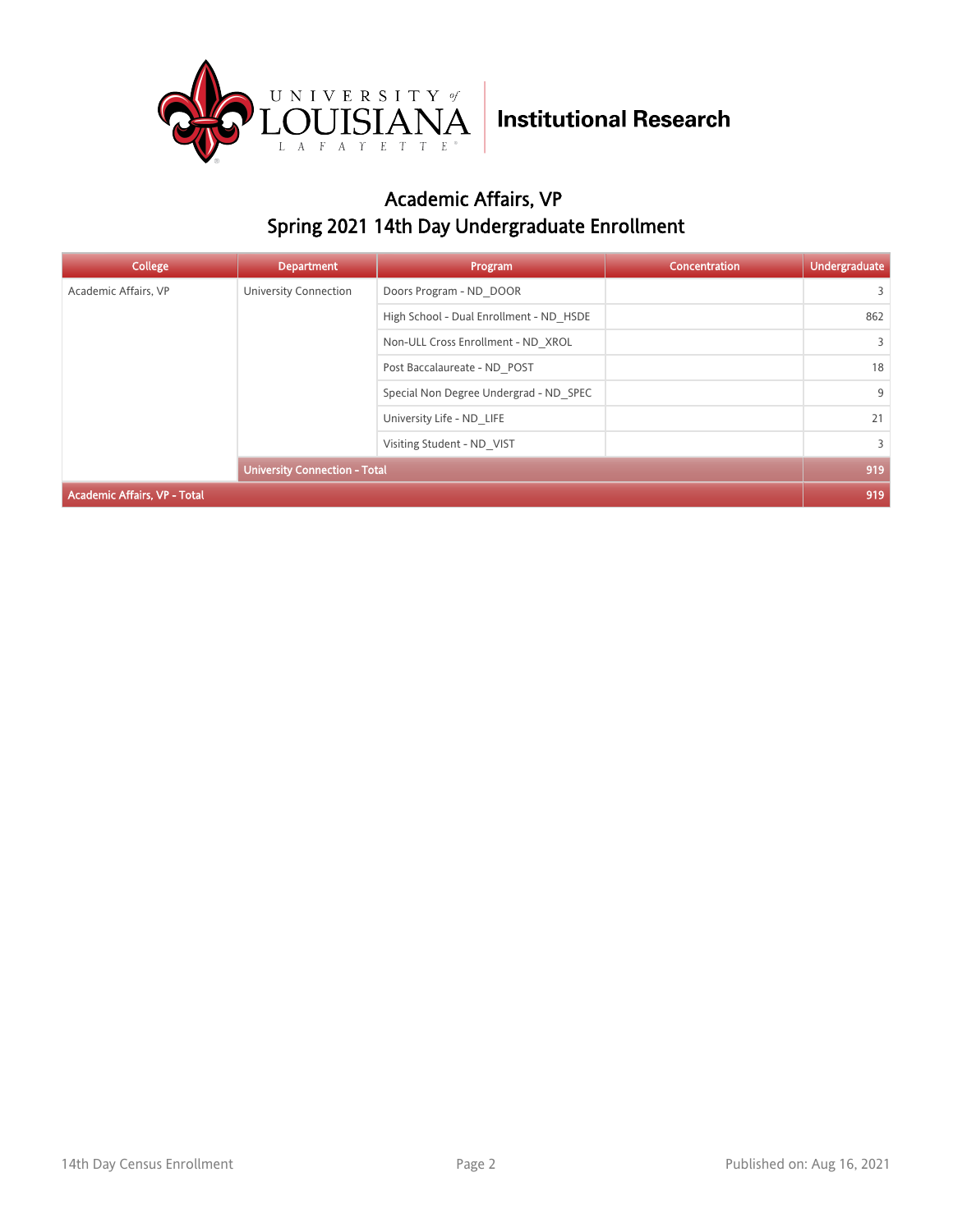# Academic Affairs, VP

## Spring 2021 14th Day Undergraduate Enrollment

| College | Department | Program | Concentration | Undergraduate |
|---|---|---|---|---|
| Academic Affairs, VP | University Connection | Doors Program - ND_DOOR | | 3 |
| | | High School - Dual Enrollment - ND_HSDE | | 862 |
| | | Non-ULL Cross Enrollment - ND_XROL | | 3 |
| | | Post Baccalaureate - ND_POST | | 18 |
| | | Special Non Degree Undergrad - ND_SPEC | | 9 |
| | | University Life - ND_LIFE | | 21 |
| | | Visiting Student - ND_VIST | | 3 |
| | **University Connection - Total** | | | **919** |
| **Academic Affairs, VP - Total** | | | | **919** |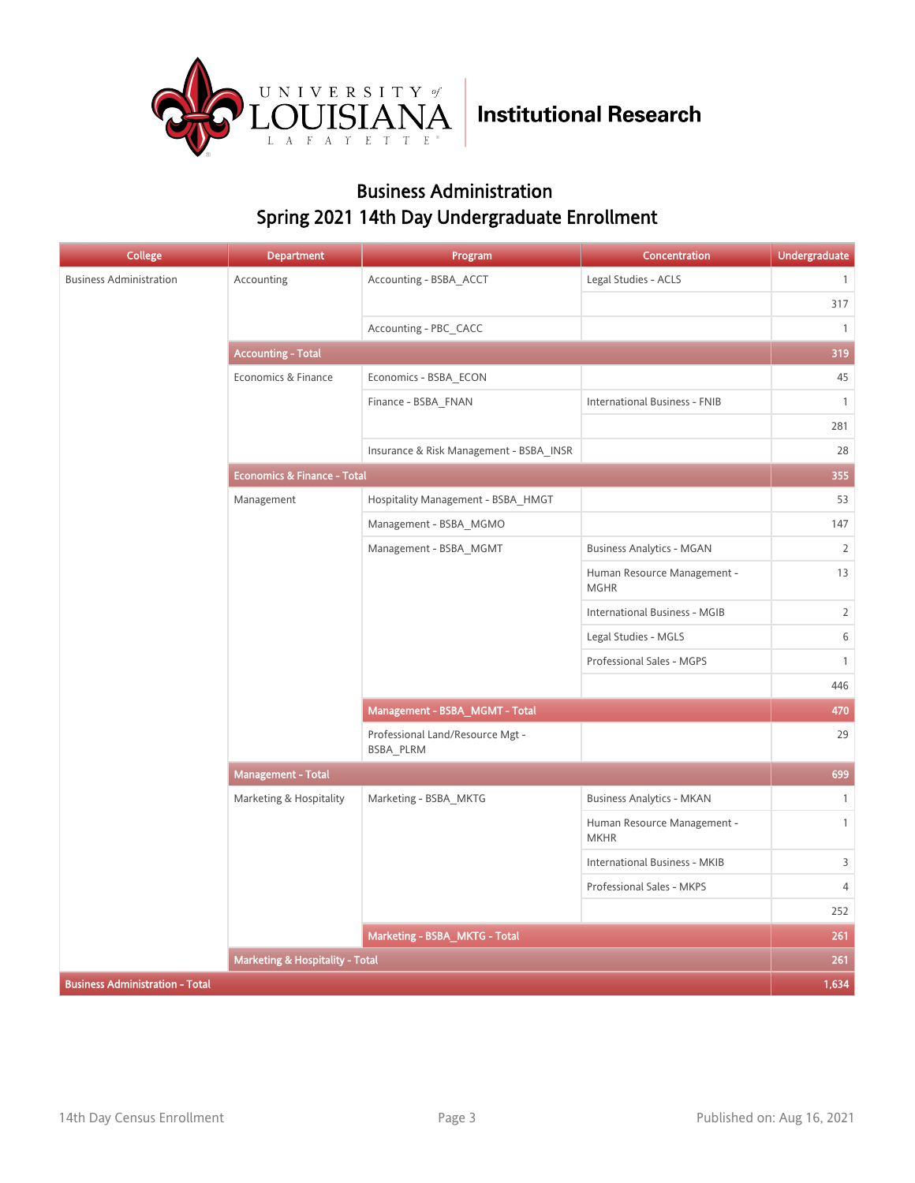University of Louisiana Lafayette — Institutional Research

## Business Administration
## Spring 2021 14th Day Undergraduate Enrollment

| College | Department | Program | Concentration | Undergraduate |
|---|---|---|---|---|
| Business Administration | Accounting | Accounting - BSBA_ACCT | Legal Studies - ACLS | 1 |
| | | | | 317 |
| | | Accounting - PBC_CACC | | 1 |
| | **Accounting - Total** | | | **319** |
| | Economics & Finance | Economics - BSBA_ECON | | 45 |
| | | Finance - BSBA_FNAN | International Business - FNIB | 1 |
| | | | | 281 |
| | | Insurance & Risk Management - BSBA_INSR | | 28 |
| | **Economics & Finance - Total** | | | **355** |
| | Management | Hospitality Management - BSBA_HMGT | | 53 |
| | | Management - BSBA_MGMO | | 147 |
| | | Management - BSBA_MGMT | Business Analytics - MGAN | 2 |
| | | | Human Resource Management - MGHR | 13 |
| | | | International Business - MGIB | 2 |
| | | | Legal Studies - MGLS | 6 |
| | | | Professional Sales - MGPS | 1 |
| | | | | 446 |
| | | **Management - BSBA_MGMT - Total** | | **470** |
| | | Professional Land/Resource Mgt - BSBA_PLRM | | 29 |
| | **Management - Total** | | | **699** |
| | Marketing & Hospitality | Marketing - BSBA_MKTG | Business Analytics - MKAN | 1 |
| | | | Human Resource Management - MKHR | 1 |
| | | | International Business - MKIB | 3 |
| | | | Professional Sales - MKPS | 4 |
| | | | | 252 |
| | | **Marketing - BSBA_MKTG - Total** | | **261** |
| | **Marketing & Hospitality - Total** | | | **261** |
| **Business Administration - Total** | | | | **1,634** |

14th Day Census Enrollment — Published on: Aug 16, 2021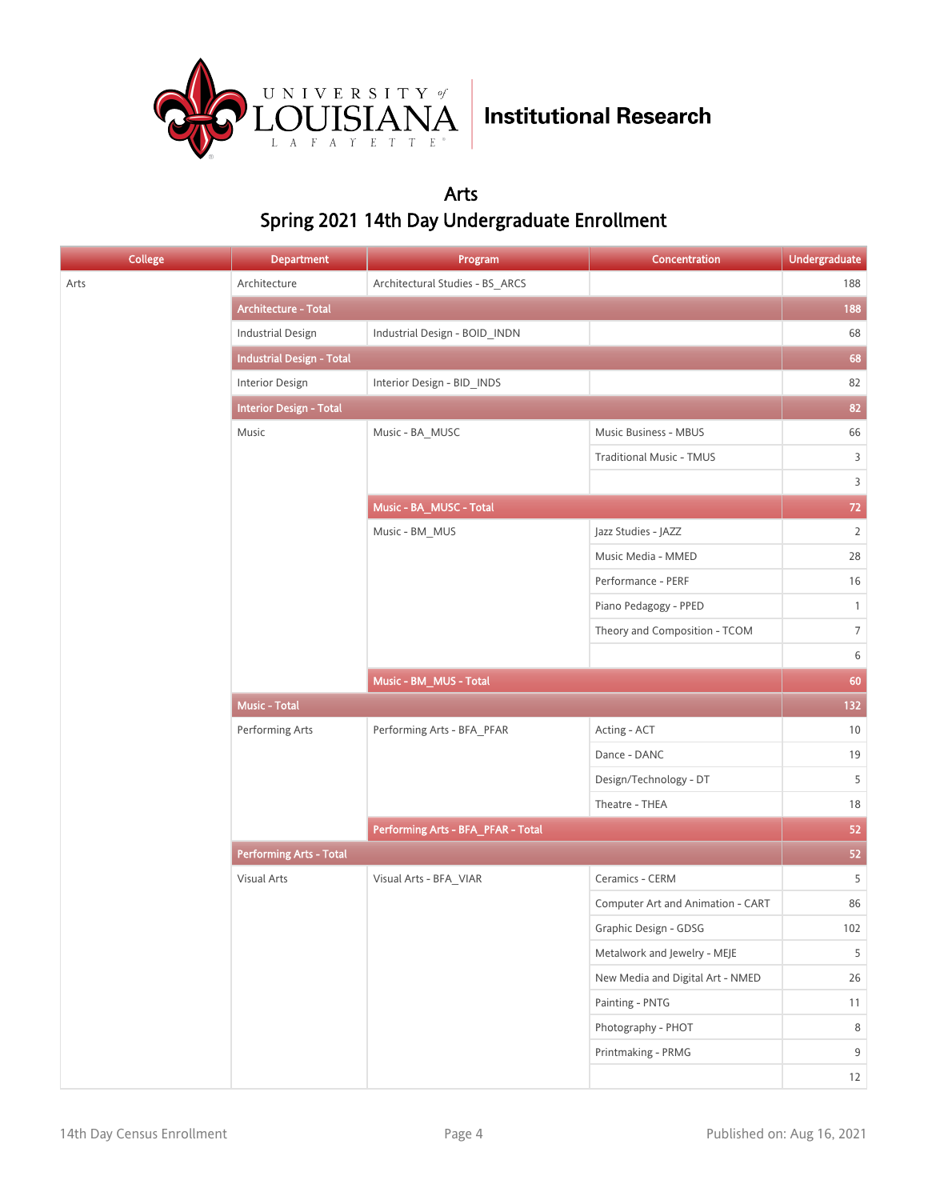# Institutional Research

## Arts
## Spring 2021 14th Day Undergraduate Enrollment

| College | Department | Program | Concentration | Undergraduate |
|---|---|---|---|---|
| Arts | Architecture | Architectural Studies - BS_ARCS | | 188 |
| | Architecture - Total | | | 188 |
| | Industrial Design | Industrial Design - BOID_INDN | | 68 |
| | Industrial Design - Total | | | 68 |
| | Interior Design | Interior Design - BID_INDS | | 82 |
| | Interior Design - Total | | | 82 |
| | Music | Music - BA_MUSC | Music Business - MBUS | 66 |
| | | | Traditional Music - TMUS | 3 |
| | | | | 3 |
| | | Music - BA_MUSC - Total | | 72 |
| | | Music - BM_MUS | Jazz Studies - JAZZ | 2 |
| | | | Music Media - MMED | 28 |
| | | | Performance - PERF | 16 |
| | | | Piano Pedagogy - PPED | 1 |
| | | | Theory and Composition - TCOM | 7 |
| | | | | 6 |
| | | Music - BM_MUS - Total | | 60 |
| | Music - Total | | | 132 |
| | Performing Arts | Performing Arts - BFA_PFAR | Acting - ACT | 10 |
| | | | Dance - DANC | 19 |
| | | | Design/Technology - DT | 5 |
| | | | Theatre - THEA | 18 |
| | | Performing Arts - BFA_PFAR - Total | | 52 |
| | Performing Arts - Total | | | 52 |
| | Visual Arts | Visual Arts - BFA_VIAR | Ceramics - CERM | 5 |
| | | | Computer Art and Animation - CART | 86 |
| | | | Graphic Design - GDSG | 102 |
| | | | Metalwork and Jewelry - MEJE | 5 |
| | | | New Media and Digital Art - NMED | 26 |
| | | | Painting - PNTG | 11 |
| | | | Photography - PHOT | 8 |
| | | | Printmaking - PRMG | 9 |
| | | | | 12 |

14th Day Census Enrollment — Published on: Aug 16, 2021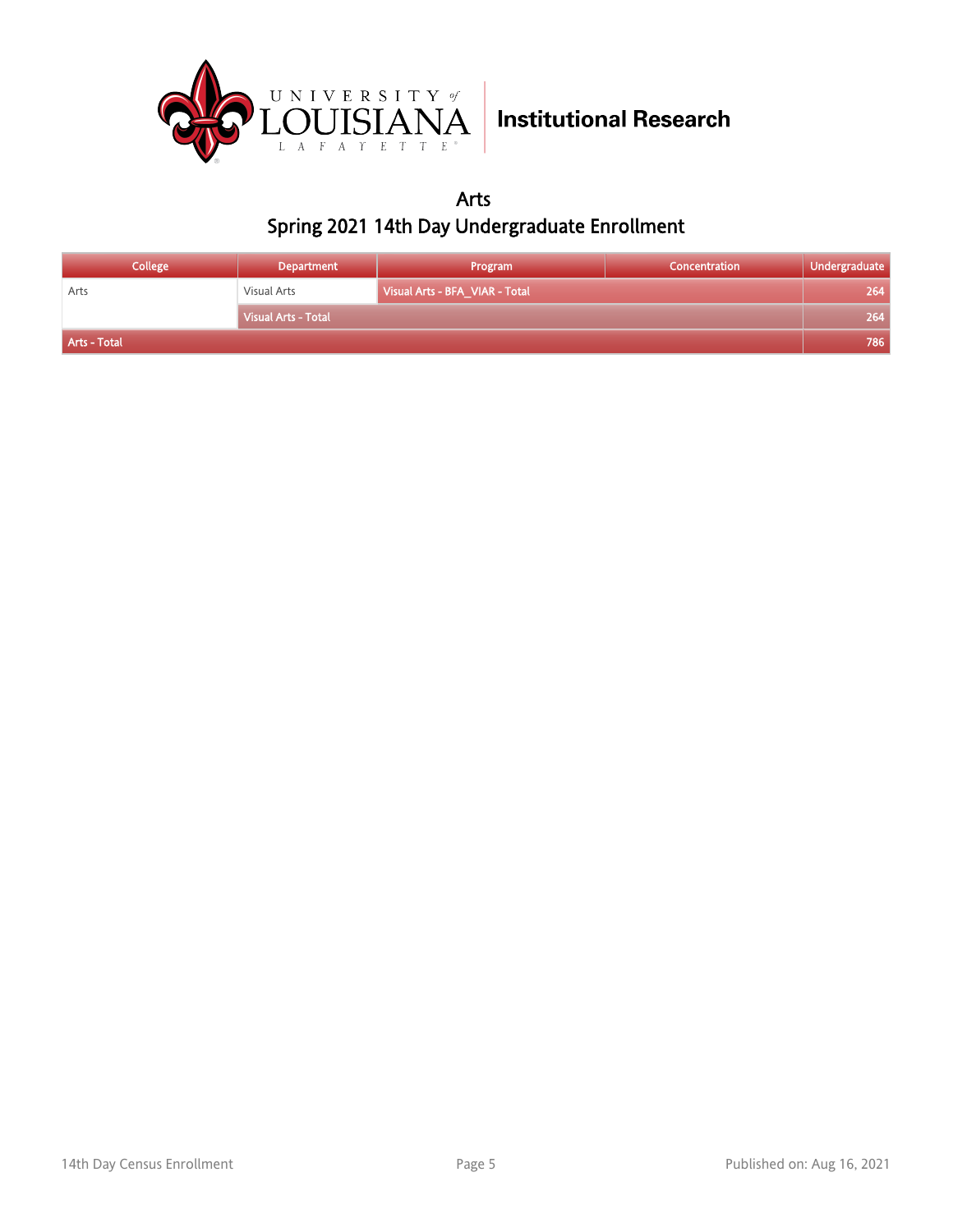# Arts

## Spring 2021 14th Day Undergraduate Enrollment

| College | Department | Program | Concentration | Undergraduate |
|---|---|---|---|---|
| Arts | Visual Arts | Visual Arts - BFA_VIAR - Total | | 264 |
| | Visual Arts - Total | | | 264 |
| Arts - Total | | | | 786 |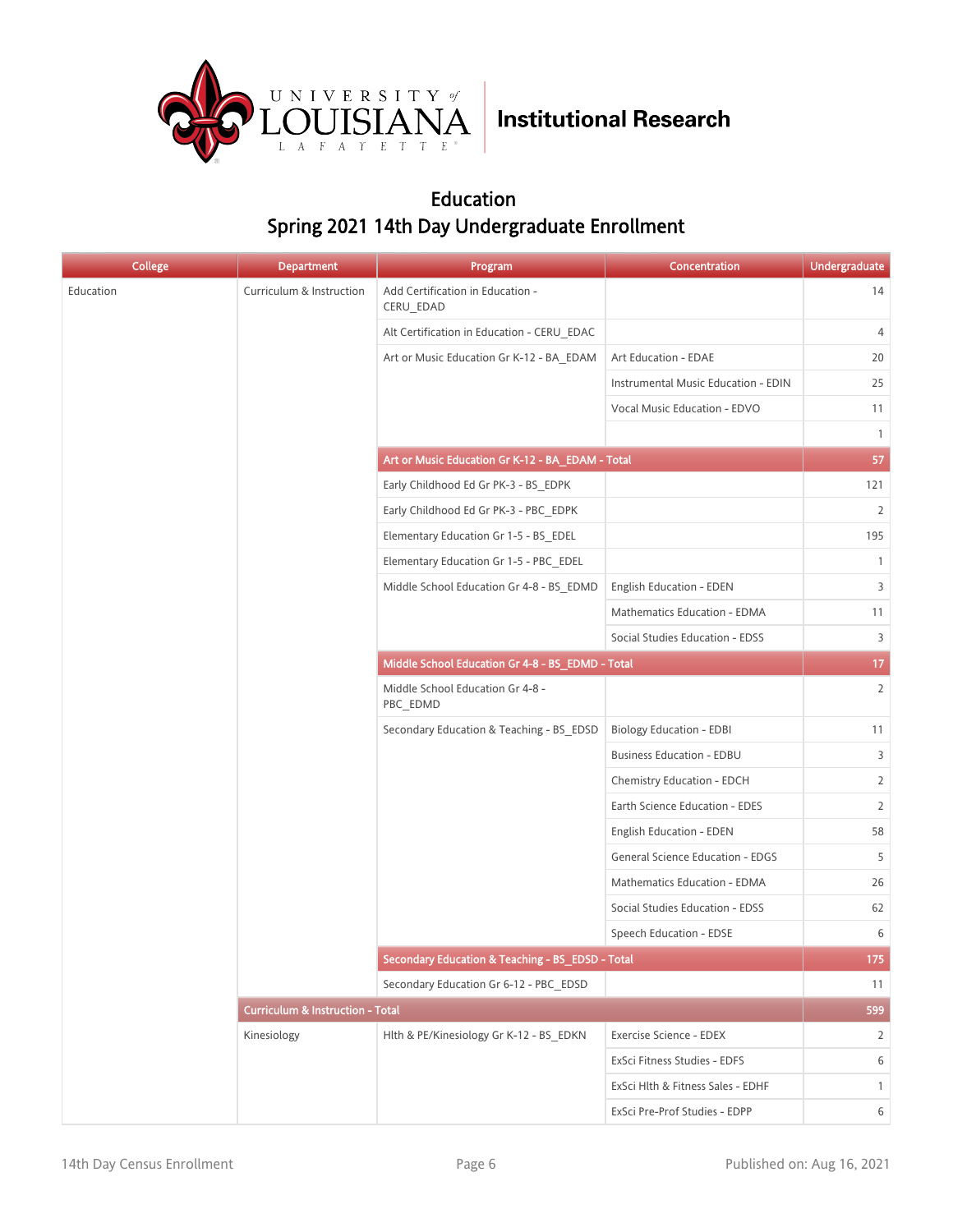## Education
## Spring 2021 14th Day Undergraduate Enrollment

| College | Department | Program | Concentration | Undergraduate |
|---|---|---|---|---|
| Education | Curriculum & Instruction | Add Certification in Education - CERU_EDAD | | 14 |
| | | Alt Certification in Education - CERU_EDAC | | 4 |
| | | Art or Music Education Gr K-12 - BA_EDAM | Art Education - EDAE | 20 |
| | | | Instrumental Music Education - EDIN | 25 |
| | | | Vocal Music Education - EDVO | 11 |
| | | | | 1 |
| | | **Art or Music Education Gr K-12 - BA_EDAM - Total** | | **57** |
| | | Early Childhood Ed Gr PK-3 - BS_EDPK | | 121 |
| | | Early Childhood Ed Gr PK-3 - PBC_EDPK | | 2 |
| | | Elementary Education Gr 1-5 - BS_EDEL | | 195 |
| | | Elementary Education Gr 1-5 - PBC_EDEL | | 1 |
| | | Middle School Education Gr 4-8 - BS_EDMD | English Education - EDEN | 3 |
| | | | Mathematics Education - EDMA | 11 |
| | | | Social Studies Education - EDSS | 3 |
| | | **Middle School Education Gr 4-8 - BS_EDMD - Total** | | **17** |
| | | Middle School Education Gr 4-8 - PBC_EDMD | | 2 |
| | | Secondary Education & Teaching - BS_EDSD | Biology Education - EDBI | 11 |
| | | | Business Education - EDBU | 3 |
| | | | Chemistry Education - EDCH | 2 |
| | | | Earth Science Education - EDES | 2 |
| | | | English Education - EDEN | 58 |
| | | | General Science Education - EDGS | 5 |
| | | | Mathematics Education - EDMA | 26 |
| | | | Social Studies Education - EDSS | 62 |
| | | | Speech Education - EDSE | 6 |
| | | **Secondary Education & Teaching - BS_EDSD - Total** | | **175** |
| | | Secondary Education Gr 6-12 - PBC_EDSD | | 11 |
| | **Curriculum & Instruction - Total** | | | **599** |
| | Kinesiology | Hlth & PE/Kinesiology Gr K-12 - BS_EDKN | Exercise Science - EDEX | 2 |
| | | | ExSci Fitness Studies - EDFS | 6 |
| | | | ExSci Hlth & Fitness Sales - EDHF | 1 |
| | | | ExSci Pre-Prof Studies - EDPP | 6 |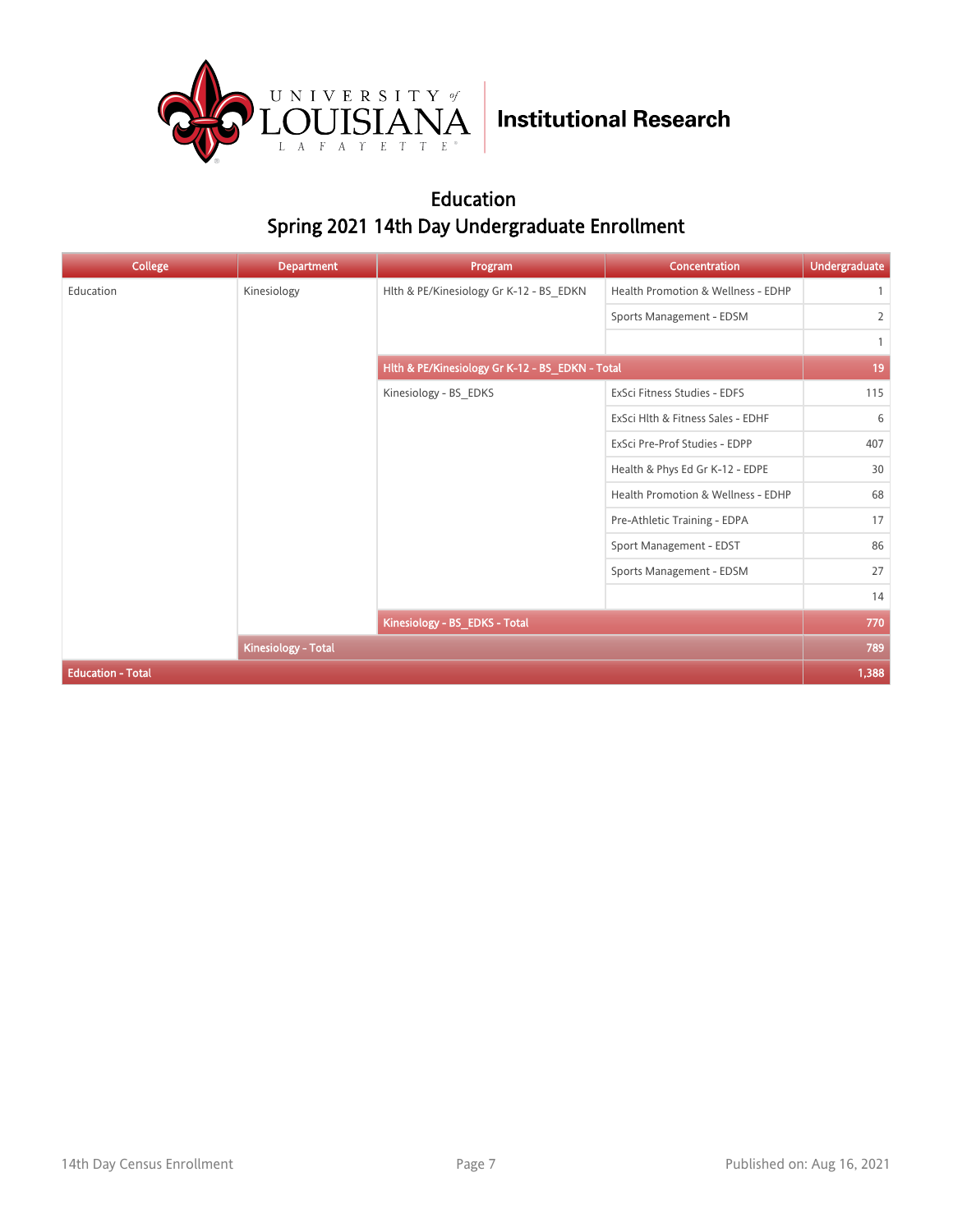# Education

## Spring 2021 14th Day Undergraduate Enrollment

| College | Department | Program | Concentration | Undergraduate |
|---|---|---|---|---|
| Education | Kinesiology | Hlth & PE/Kinesiology Gr K-12 - BS_EDKN | Health Promotion & Wellness - EDHP | 1 |
| | | | Sports Management - EDSM | 2 |
| | | | | 1 |
| | | **Hlth & PE/Kinesiology Gr K-12 - BS_EDKN - Total** | | **19** |
| | | Kinesiology - BS_EDKS | ExSci Fitness Studies - EDFS | 115 |
| | | | ExSci Hlth & Fitness Sales - EDHF | 6 |
| | | | ExSci Pre-Prof Studies - EDPP | 407 |
| | | | Health & Phys Ed Gr K-12 - EDPE | 30 |
| | | | Health Promotion & Wellness - EDHP | 68 |
| | | | Pre-Athletic Training - EDPA | 17 |
| | | | Sport Management - EDST | 86 |
| | | | Sports Management - EDSM | 27 |
| | | | | 14 |
| | | **Kinesiology - BS_EDKS - Total** | | **770** |
| | **Kinesiology - Total** | | | **789** |
| **Education - Total** | | | | **1,388** |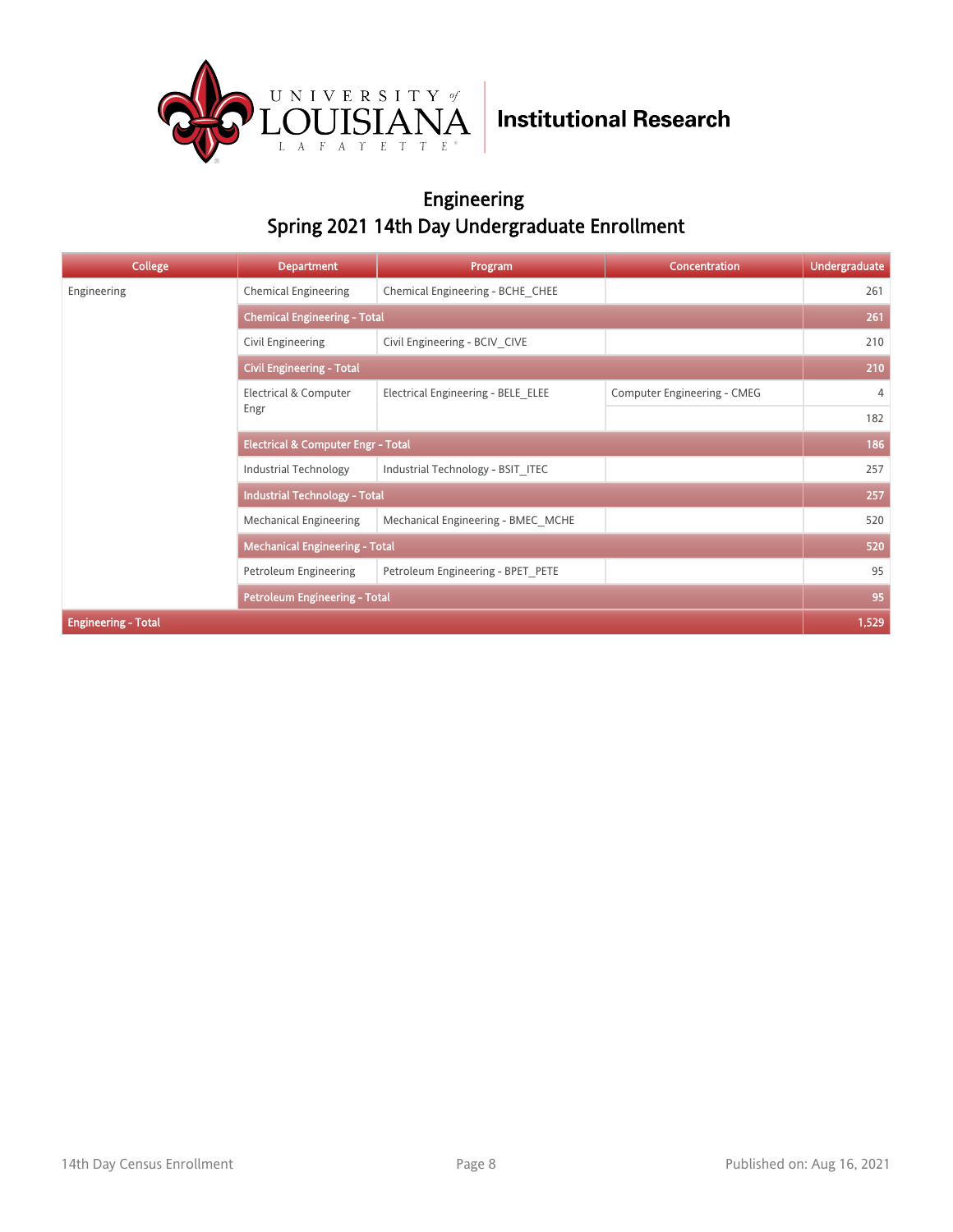# Engineering

## Spring 2021 14th Day Undergraduate Enrollment

| College | Department | Program | Concentration | Undergraduate |
|---|---|---|---|---|
| Engineering | Chemical Engineering | Chemical Engineering - BCHE_CHEE | | 261 |
| | **Chemical Engineering - Total** | | | **261** |
| | Civil Engineering | Civil Engineering - BCIV_CIVE | | 210 |
| | **Civil Engineering - Total** | | | **210** |
| | Electrical & Computer Engr | Electrical Engineering - BELE_ELEE | Computer Engineering - CMEG | 4 |
| | | | | 182 |
| | **Electrical & Computer Engr - Total** | | | **186** |
| | Industrial Technology | Industrial Technology - BSIT_ITEC | | 257 |
| | **Industrial Technology - Total** | | | **257** |
| | Mechanical Engineering | Mechanical Engineering - BMEC_MCHE | | 520 |
| | **Mechanical Engineering - Total** | | | **520** |
| | Petroleum Engineering | Petroleum Engineering - BPET_PETE | | 95 |
| | **Petroleum Engineering - Total** | | | **95** |
| **Engineering - Total** | | | | **1,529** |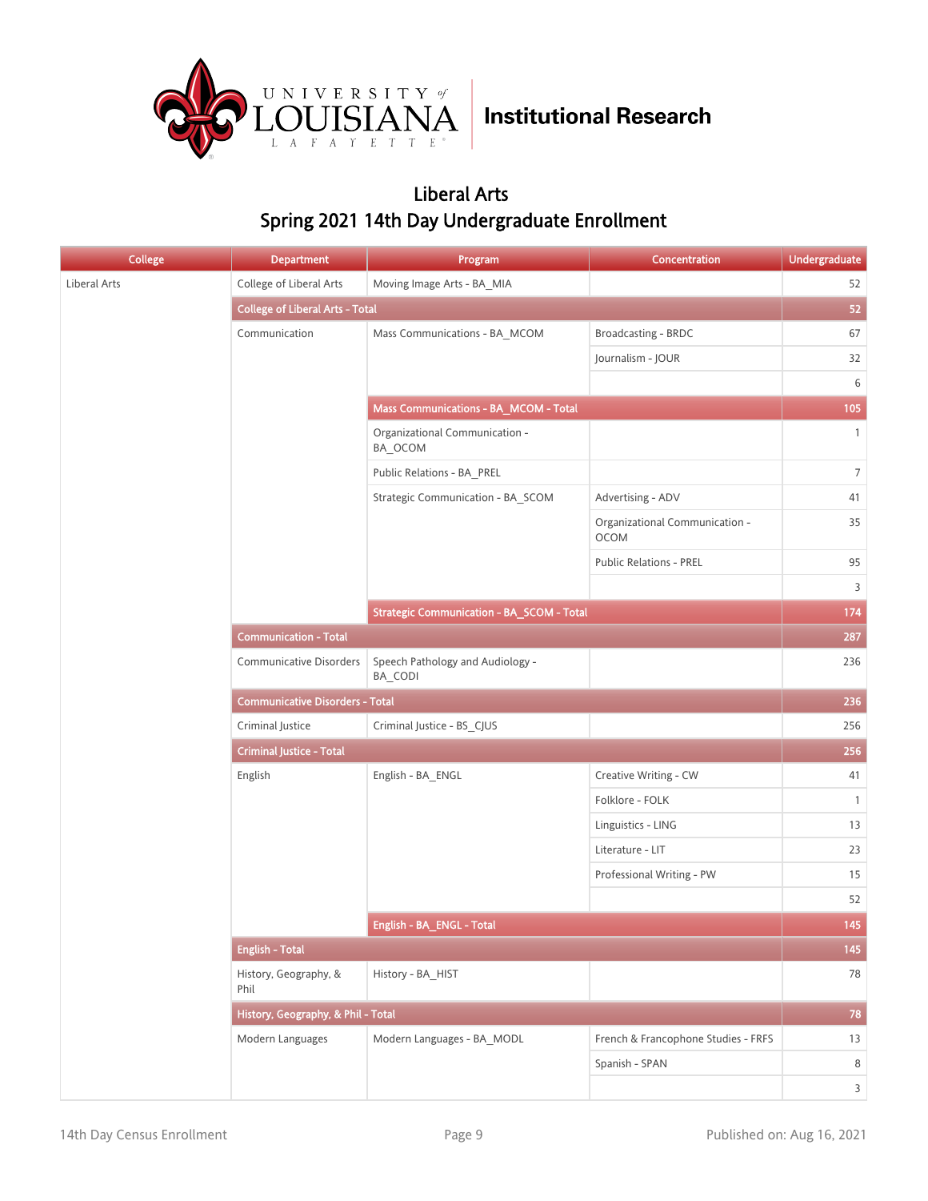# Liberal Arts

## Spring 2021 14th Day Undergraduate Enrollment

| College | Department | Program | Concentration | Undergraduate |
|---|---|---|---|---|
| Liberal Arts | College of Liberal Arts | Moving Image Arts - BA_MIA | | 52 |
| | **College of Liberal Arts - Total** | | | **52** |
| | Communication | Mass Communications - BA_MCOM | Broadcasting - BRDC | 67 |
| | | | Journalism - JOUR | 32 |
| | | | | 6 |
| | | **Mass Communications - BA_MCOM - Total** | | **105** |
| | | Organizational Communication - BA_OCOM | | 1 |
| | | Public Relations - BA_PREL | | 7 |
| | | Strategic Communication - BA_SCOM | Advertising - ADV | 41 |
| | | | Organizational Communication - OCOM | 35 |
| | | | Public Relations - PREL | 95 |
| | | | | 3 |
| | | **Strategic Communication - BA_SCOM - Total** | | **174** |
| | **Communication - Total** | | | **287** |
| | Communicative Disorders | Speech Pathology and Audiology - BA_CODI | | 236 |
| | **Communicative Disorders - Total** | | | **236** |
| | Criminal Justice | Criminal Justice - BS_CJUS | | 256 |
| | **Criminal Justice - Total** | | | **256** |
| | English | English - BA_ENGL | Creative Writing - CW | 41 |
| | | | Folklore - FOLK | 1 |
| | | | Linguistics - LING | 13 |
| | | | Literature - LIT | 23 |
| | | | Professional Writing - PW | 15 |
| | | | | 52 |
| | | **English - BA_ENGL - Total** | | **145** |
| | **English - Total** | | | **145** |
| | History, Geography, & Phil | History - BA_HIST | | 78 |
| | **History, Geography, & Phil - Total** | | | **78** |
| | Modern Languages | Modern Languages - BA_MODL | French & Francophone Studies - FRFS | 13 |
| | | | Spanish - SPAN | 8 |
| | | | | 3 |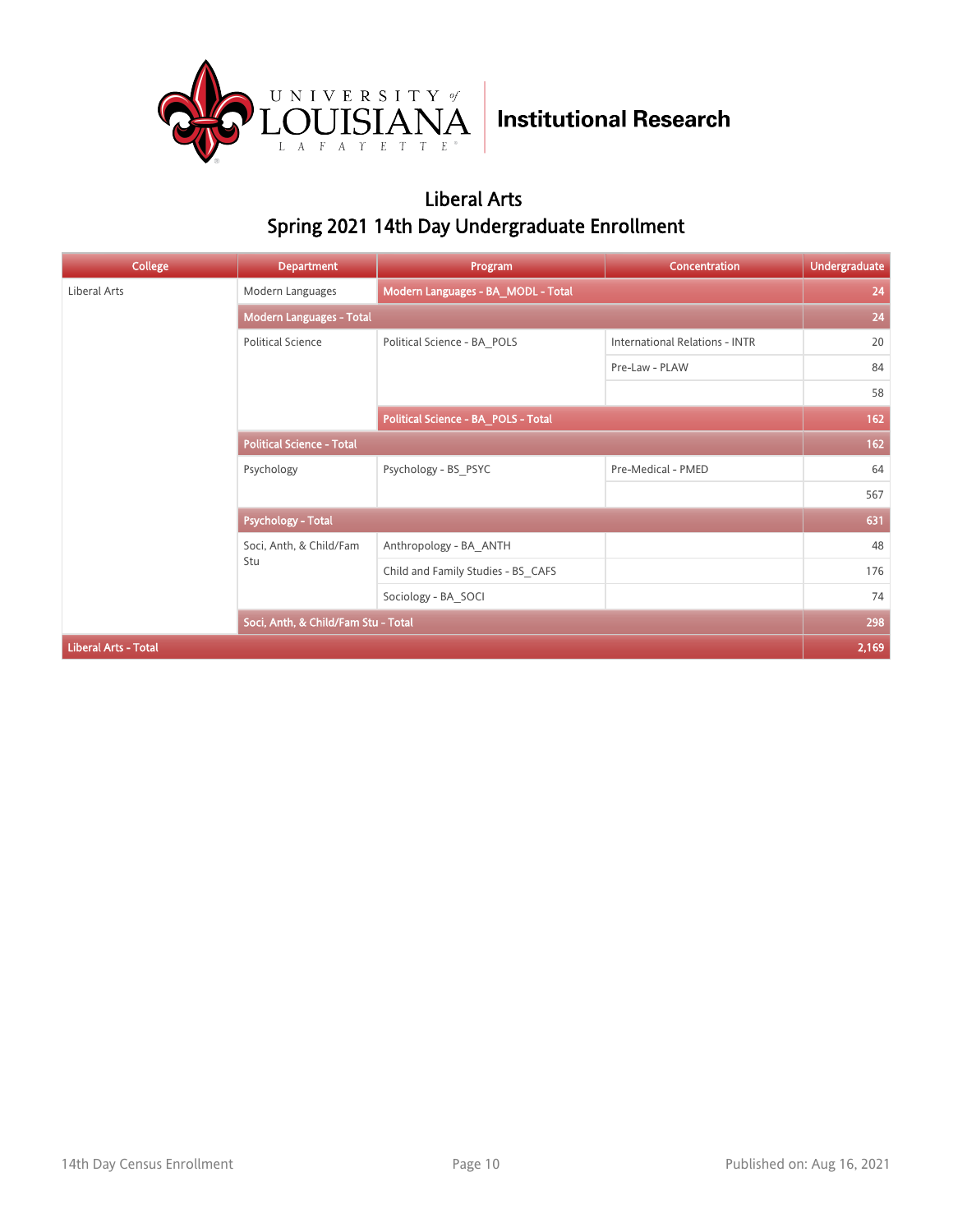University of Louisiana Lafayette — Institutional Research

# Liberal Arts
## Spring 2021 14th Day Undergraduate Enrollment

| College | Department | Program | Concentration | Undergraduate |
|---|---|---|---|---|
| Liberal Arts | Modern Languages | Modern Languages - BA_MODL - Total | | 24 |
| | Modern Languages - Total | | | 24 |
| | Political Science | Political Science - BA_POLS | International Relations - INTR | 20 |
| | | | Pre-Law - PLAW | 84 |
| | | | | 58 |
| | | Political Science - BA_POLS - Total | | 162 |
| | Political Science - Total | | | 162 |
| | Psychology | Psychology - BS_PSYC | Pre-Medical - PMED | 64 |
| | | | | 567 |
| | Psychology - Total | | | 631 |
| | Soci, Anth, & Child/Fam Stu | Anthropology - BA_ANTH | | 48 |
| | | Child and Family Studies - BS_CAFS | | 176 |
| | | Sociology - BA_SOCI | | 74 |
| | Soci, Anth, & Child/Fam Stu - Total | | | 298 |
| Liberal Arts - Total | | | | 2,169 |

14th Day Census Enrollment — Published on: Aug 16, 2021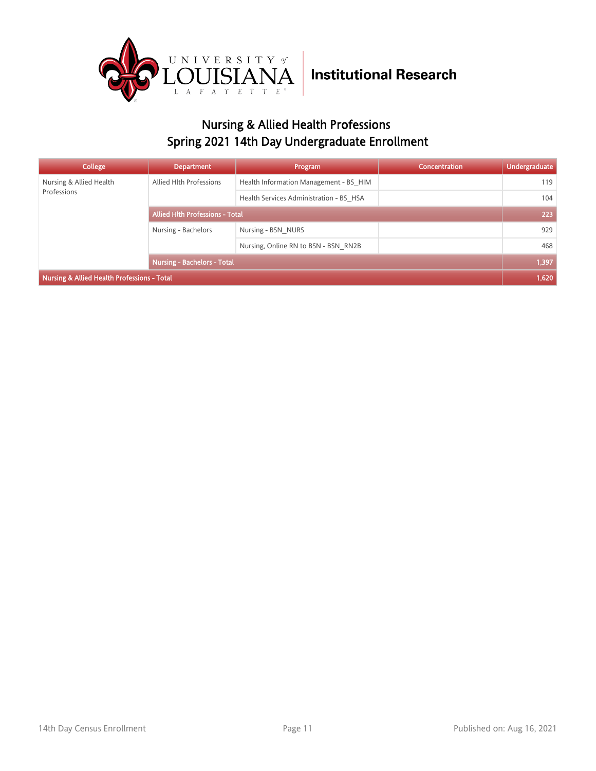# Institutional Research

## Nursing & Allied Health Professions
## Spring 2021 14th Day Undergraduate Enrollment

| College | Department | Program | Concentration | Undergraduate |
|---|---|---|---|---|
| Nursing & Allied Health Professions | Allied Hlth Professions | Health Information Management - BS_HIM | | 119 |
| | | Health Services Administration - BS_HSA | | 104 |
| | **Allied Hlth Professions - Total** | | | **223** |
| | Nursing - Bachelors | Nursing - BSN_NURS | | 929 |
| | | Nursing, Online RN to BSN - BSN_RN2B | | 468 |
| | **Nursing - Bachelors - Total** | | | **1,397** |
| **Nursing & Allied Health Professions - Total** | | | | **1,620** |

14th Day Census Enrollment

Published on: Aug 16, 2021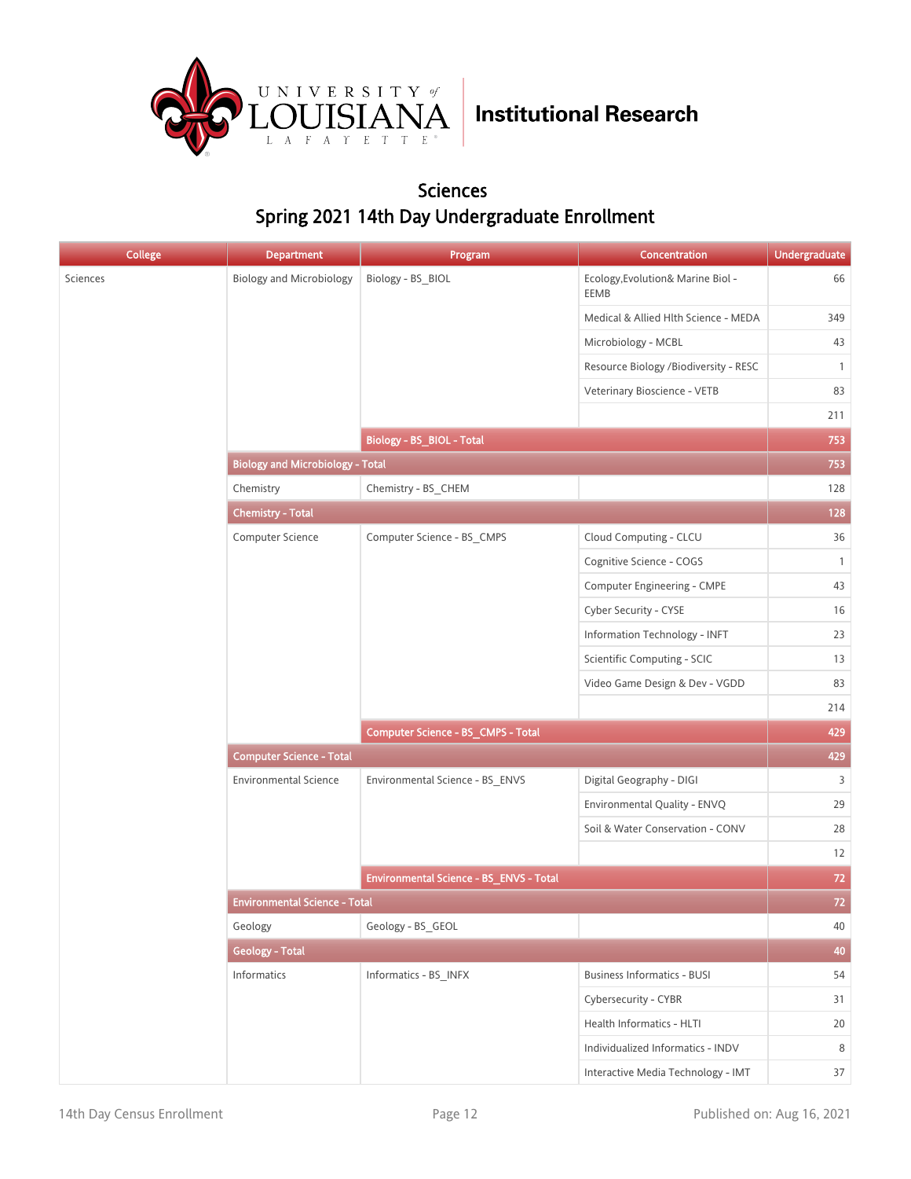University of Louisiana Lafayette | Institutional Research

## Sciences

## Spring 2021 14th Day Undergraduate Enrollment

| College | Department | Program | Concentration | Undergraduate |
|---|---|---|---|---|
| Sciences | Biology and Microbiology | Biology - BS_BIOL | Ecology,Evolution& Marine Biol - EEMB | 66 |
| | | | Medical & Allied Hlth Science - MEDA | 349 |
| | | | Microbiology - MCBL | 43 |
| | | | Resource Biology /Biodiversity - RESC | 1 |
| | | | Veterinary Bioscience - VETB | 83 |
| | | | | 211 |
| | | **Biology - BS_BIOL - Total** | | **753** |
| | **Biology and Microbiology - Total** | | | **753** |
| | Chemistry | Chemistry - BS_CHEM | | 128 |
| | **Chemistry - Total** | | | **128** |
| | Computer Science | Computer Science - BS_CMPS | Cloud Computing - CLCU | 36 |
| | | | Cognitive Science - COGS | 1 |
| | | | Computer Engineering - CMPE | 43 |
| | | | Cyber Security - CYSE | 16 |
| | | | Information Technology - INFT | 23 |
| | | | Scientific Computing - SCIC | 13 |
| | | | Video Game Design & Dev - VGDD | 83 |
| | | | | 214 |
| | | **Computer Science - BS_CMPS - Total** | | **429** |
| | **Computer Science - Total** | | | **429** |
| | Environmental Science | Environmental Science - BS_ENVS | Digital Geography - DIGI | 3 |
| | | | Environmental Quality - ENVQ | 29 |
| | | | Soil & Water Conservation - CONV | 28 |
| | | | | 12 |
| | | **Environmental Science - BS_ENVS - Total** | | **72** |
| | **Environmental Science - Total** | | | **72** |
| | Geology | Geology - BS_GEOL | | 40 |
| | **Geology - Total** | | | **40** |
| | Informatics | Informatics - BS_INFX | Business Informatics - BUSI | 54 |
| | | | Cybersecurity - CYBR | 31 |
| | | | Health Informatics - HLTI | 20 |
| | | | Individualized Informatics - INDV | 8 |
| | | | Interactive Media Technology - IMT | 37 |

14th Day Census Enrollment | Published on: Aug 16, 2021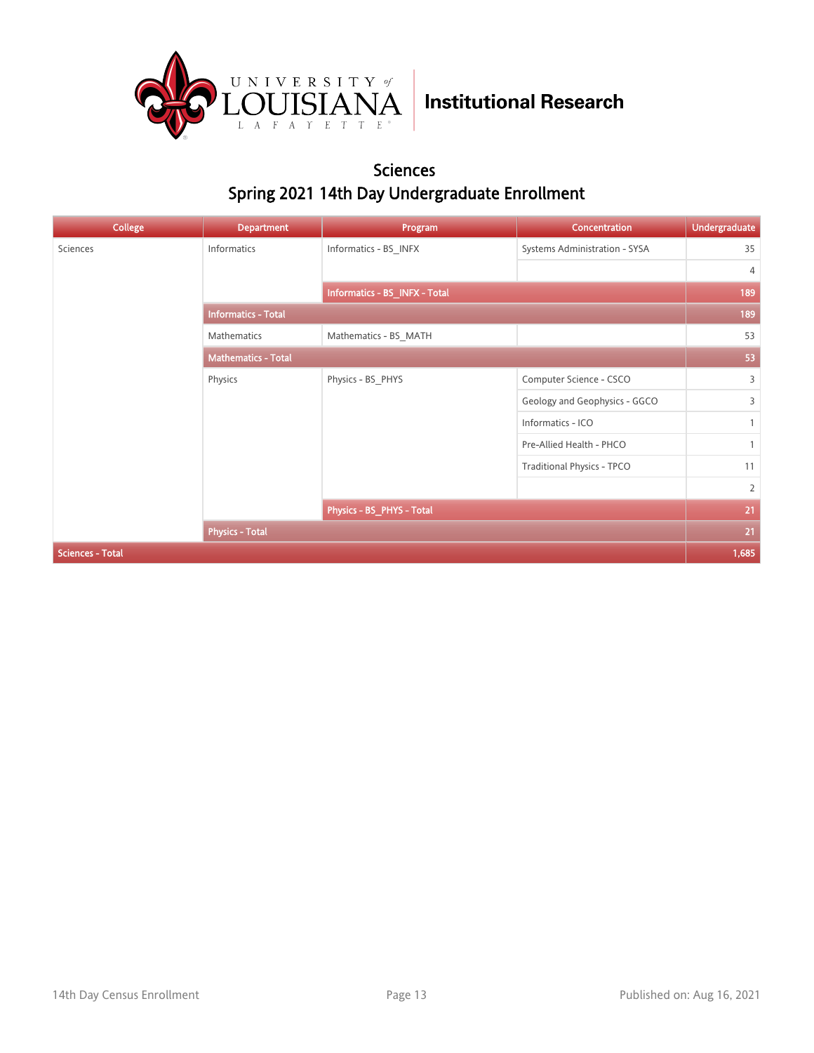**Institutional Research**

## Sciences
## Spring 2021 14th Day Undergraduate Enrollment

| College | Department | Program | Concentration | Undergraduate |
|---|---|---|---|---|
| Sciences | Informatics | Informatics - BS_INFX | Systems Administration - SYSA | 35 |
| | | | | 4 |
| | | Informatics - BS_INFX - Total | | 189 |
| | Informatics - Total | | | 189 |
| | Mathematics | Mathematics - BS_MATH | | 53 |
| | Mathematics - Total | | | 53 |
| | Physics | Physics - BS_PHYS | Computer Science - CSCO | 3 |
| | | | Geology and Geophysics - GGCO | 3 |
| | | | Informatics - ICO | 1 |
| | | | Pre-Allied Health - PHCO | 1 |
| | | | Traditional Physics - TPCO | 11 |
| | | | | 2 |
| | | Physics - BS_PHYS - Total | | 21 |
| | Physics - Total | | | 21 |
| Sciences - Total | | | | 1,685 |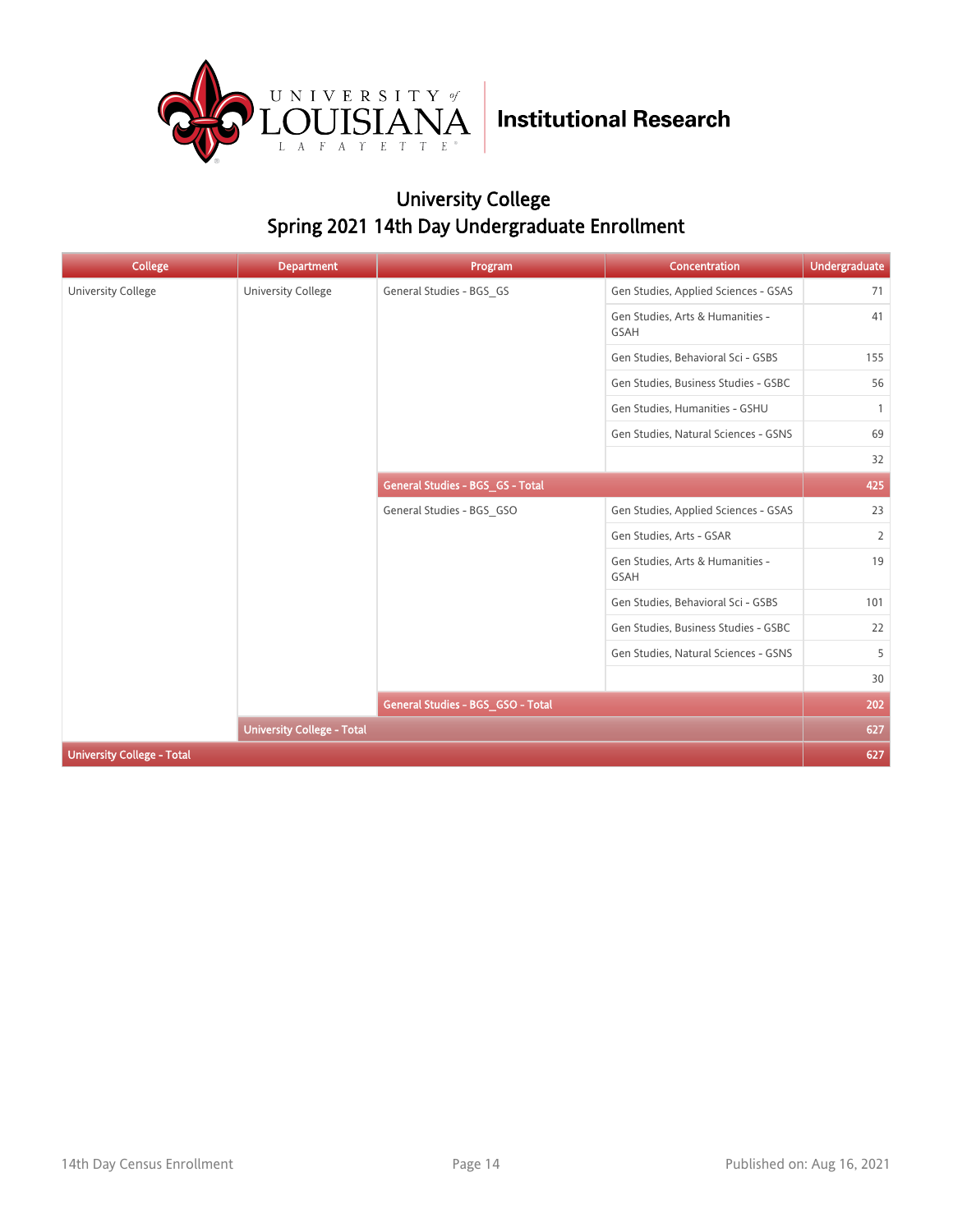Institutional Research

# University College
## Spring 2021 14th Day Undergraduate Enrollment

| College | Department | Program | Concentration | Undergraduate |
|---|---|---|---|---|
| University College | University College | General Studies - BGS_GS | Gen Studies, Applied Sciences - GSAS | 71 |
| | | | Gen Studies, Arts & Humanities - GSAH | 41 |
| | | | Gen Studies, Behavioral Sci - GSBS | 155 |
| | | | Gen Studies, Business Studies - GSBC | 56 |
| | | | Gen Studies, Humanities - GSHU | 1 |
| | | | Gen Studies, Natural Sciences - GSNS | 69 |
| | | | | 32 |
| | | **General Studies - BGS_GS - Total** | | **425** |
| | | General Studies - BGS_GSO | Gen Studies, Applied Sciences - GSAS | 23 |
| | | | Gen Studies, Arts - GSAR | 2 |
| | | | Gen Studies, Arts & Humanities - GSAH | 19 |
| | | | Gen Studies, Behavioral Sci - GSBS | 101 |
| | | | Gen Studies, Business Studies - GSBC | 22 |
| | | | Gen Studies, Natural Sciences - GSNS | 5 |
| | | | | 30 |
| | | **General Studies - BGS_GSO - Total** | | **202** |
| | **University College - Total** | | | **627** |
| **University College - Total** | | | | **627** |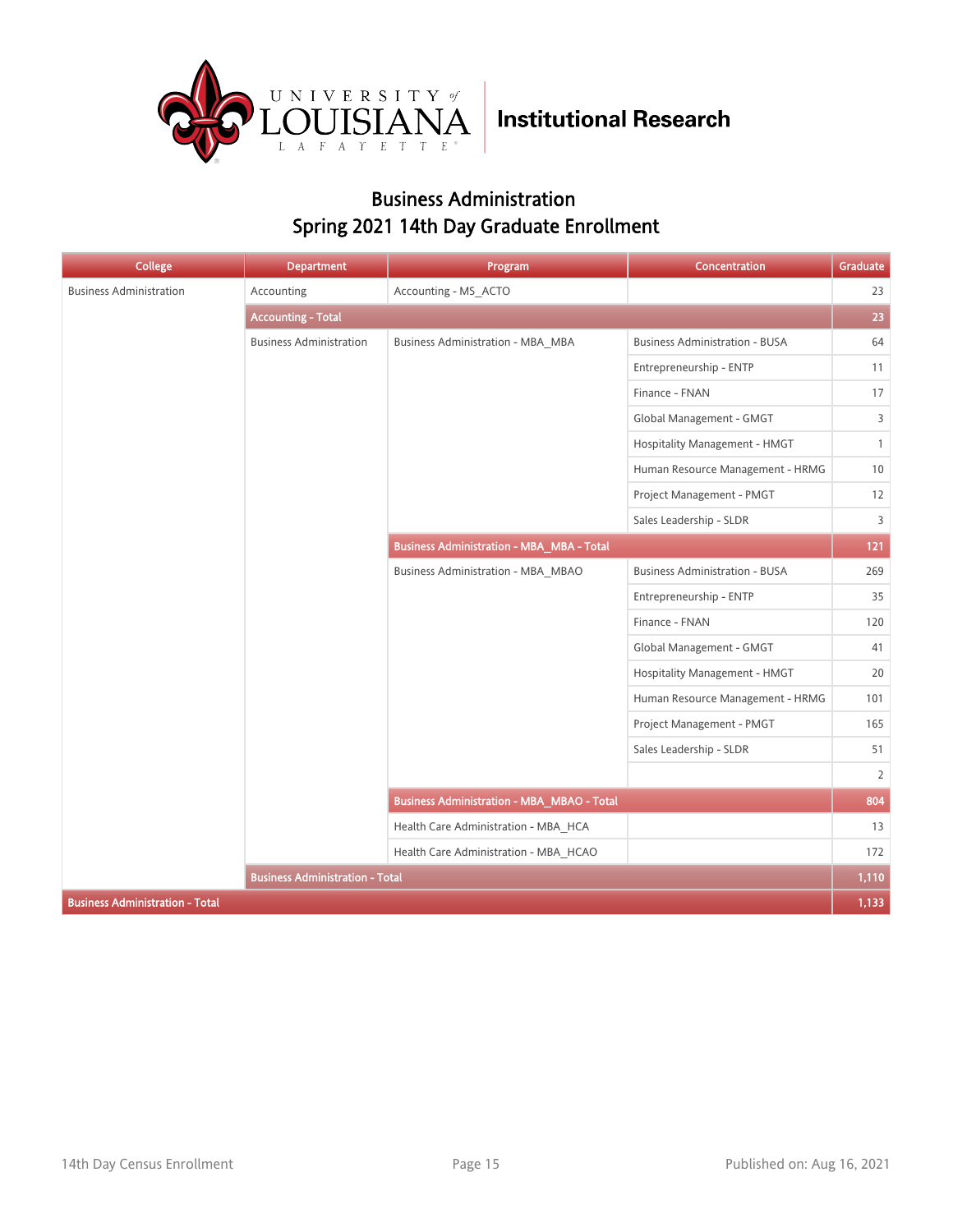University of Louisiana Lafayette | Institutional Research

# Business Administration
## Spring 2021 14th Day Graduate Enrollment

| College | Department | Program | Concentration | Graduate |
|---|---|---|---|---|
| Business Administration | Accounting | Accounting - MS_ACTO | | 23 |
| | **Accounting - Total** | | | **23** |
| | Business Administration | Business Administration - MBA_MBA | Business Administration - BUSA | 64 |
| | | | Entrepreneurship - ENTP | 11 |
| | | | Finance - FNAN | 17 |
| | | | Global Management - GMGT | 3 |
| | | | Hospitality Management - HMGT | 1 |
| | | | Human Resource Management - HRMG | 10 |
| | | | Project Management - PMGT | 12 |
| | | | Sales Leadership - SLDR | 3 |
| | | **Business Administration - MBA_MBA - Total** | | **121** |
| | | Business Administration - MBA_MBAO | Business Administration - BUSA | 269 |
| | | | Entrepreneurship - ENTP | 35 |
| | | | Finance - FNAN | 120 |
| | | | Global Management - GMGT | 41 |
| | | | Hospitality Management - HMGT | 20 |
| | | | Human Resource Management - HRMG | 101 |
| | | | Project Management - PMGT | 165 |
| | | | Sales Leadership - SLDR | 51 |
| | | | | 2 |
| | | **Business Administration - MBA_MBAO - Total** | | **804** |
| | | Health Care Administration - MBA_HCA | | 13 |
| | | Health Care Administration - MBA_HCAO | | 172 |
| | **Business Administration - Total** | | | **1,110** |
| **Business Administration - Total** | | | | **1,133** |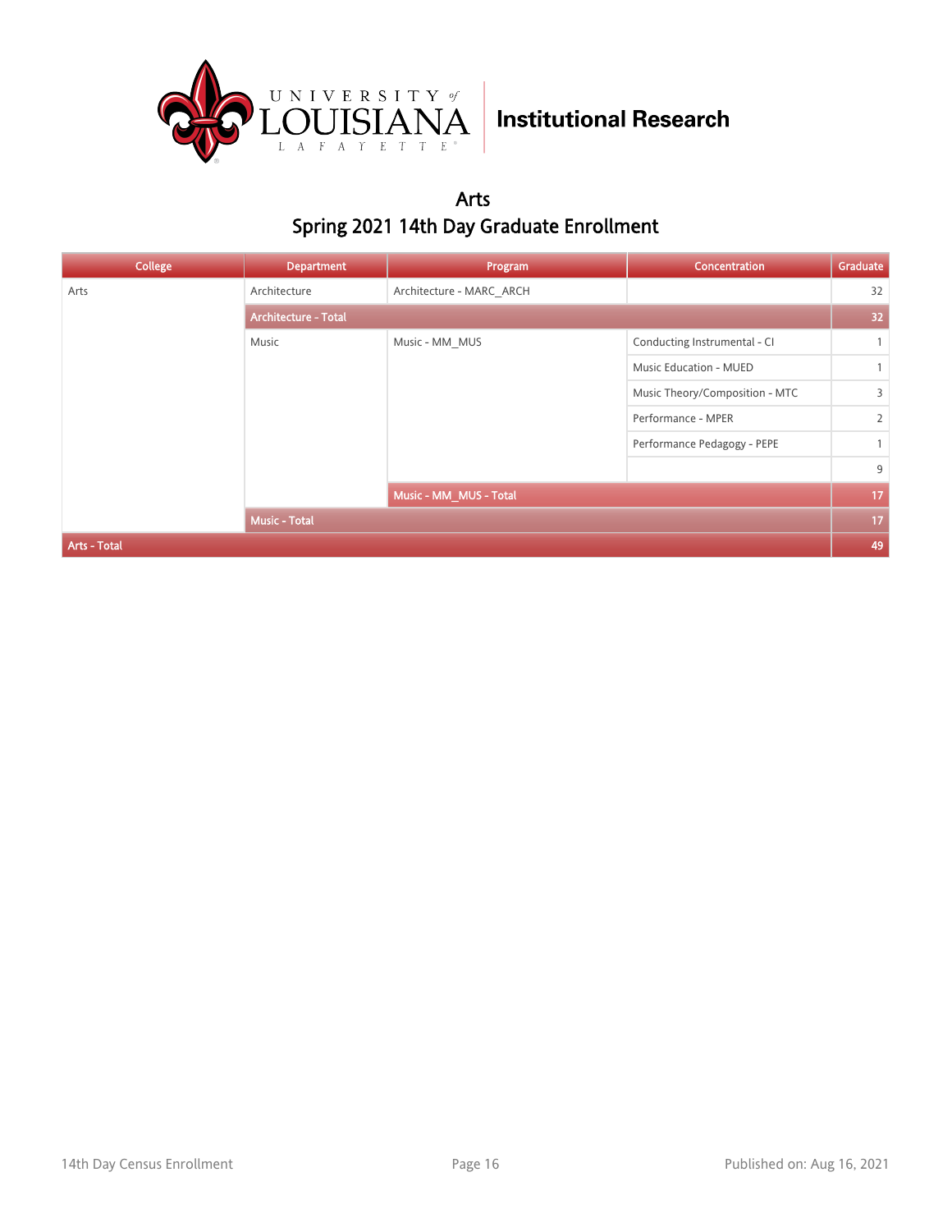University of Louisiana Lafayette | Institutional Research

# Arts

## Spring 2021 14th Day Graduate Enrollment

| College | Department | Program | Concentration | Graduate |
|---|---|---|---|---|
| Arts | Architecture | Architecture - MARC_ARCH | | 32 |
| | Architecture - Total | | | 32 |
| | Music | Music - MM_MUS | Conducting Instrumental - CI | 1 |
| | | | Music Education - MUED | 1 |
| | | | Music Theory/Composition - MTC | 3 |
| | | | Performance - MPER | 2 |
| | | | Performance Pedagogy - PEPE | 1 |
| | | | | 9 |
| | | Music - MM_MUS - Total | | 17 |
| | Music - Total | | | 17 |
| Arts - Total | | | | 49 |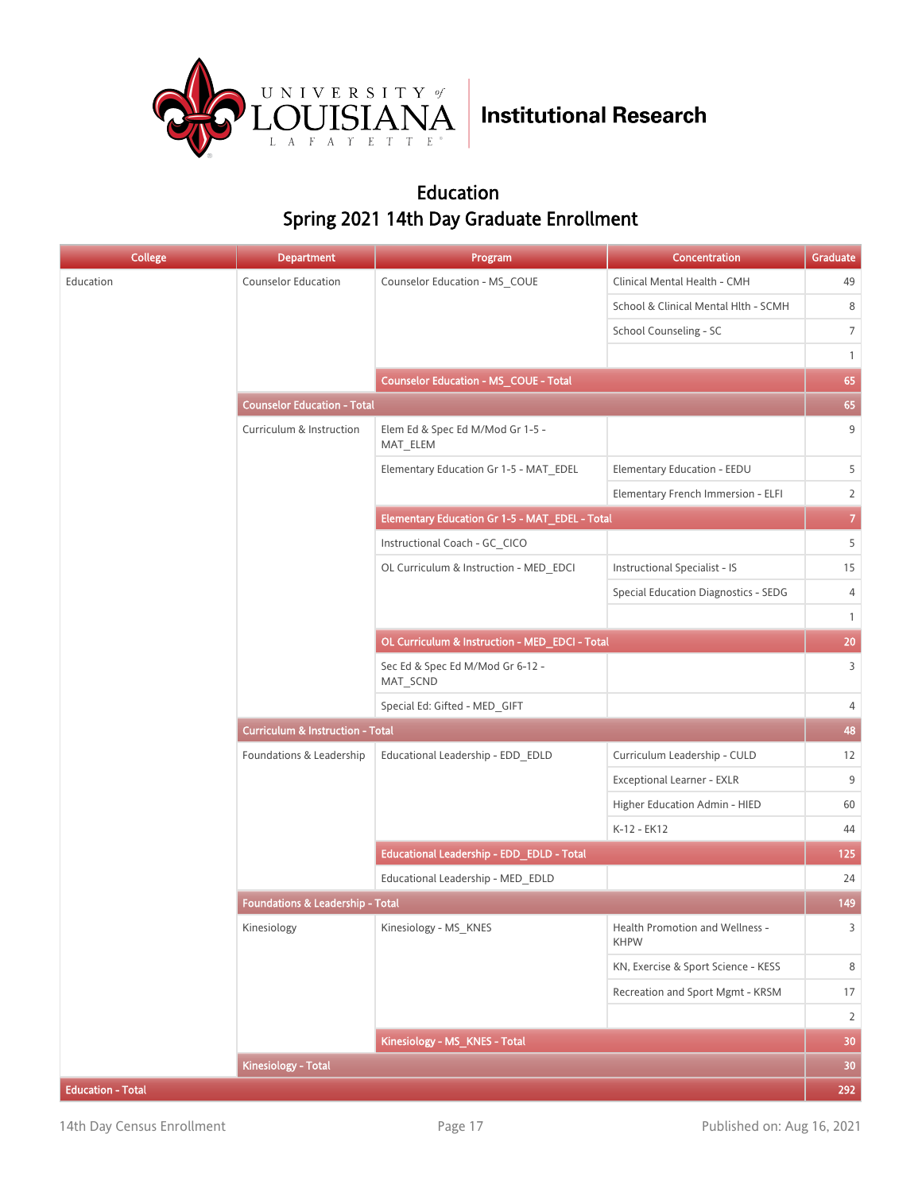University of Louisiana Lafayette | Institutional Research

# Education
## Spring 2021 14th Day Graduate Enrollment

| College | Department | Program | Concentration | Graduate |
|---|---|---|---|---|
| Education | Counselor Education | Counselor Education - MS_COUE | Clinical Mental Health - CMH | 49 |
| | | | School & Clinical Mental Hlth - SCMH | 8 |
| | | | School Counseling - SC | 7 |
| | | | | 1 |
| | | Counselor Education - MS_COUE - Total | | 65 |
| | Counselor Education - Total | | | 65 |
| | Curriculum & Instruction | Elem Ed & Spec Ed M/Mod Gr 1-5 - MAT_ELEM | | 9 |
| | | Elementary Education Gr 1-5 - MAT_EDEL | Elementary Education - EEDU | 5 |
| | | | Elementary French Immersion - ELFI | 2 |
| | | Elementary Education Gr 1-5 - MAT_EDEL - Total | | 7 |
| | | Instructional Coach - GC_CICO | | 5 |
| | | OL Curriculum & Instruction - MED_EDCI | Instructional Specialist - IS | 15 |
| | | | Special Education Diagnostics - SEDG | 4 |
| | | | | 1 |
| | | OL Curriculum & Instruction - MED_EDCI - Total | | 20 |
| | | Sec Ed & Spec Ed M/Mod Gr 6-12 - MAT_SCND | | 3 |
| | | Special Ed: Gifted - MED_GIFT | | 4 |
| | Curriculum & Instruction - Total | | | 48 |
| | Foundations & Leadership | Educational Leadership - EDD_EDLD | Curriculum Leadership - CULD | 12 |
| | | | Exceptional Learner - EXLR | 9 |
| | | | Higher Education Admin - HIED | 60 |
| | | | K-12 - EK12 | 44 |
| | | Educational Leadership - EDD_EDLD - Total | | 125 |
| | | Educational Leadership - MED_EDLD | | 24 |
| | Foundations & Leadership - Total | | | 149 |
| | Kinesiology | Kinesiology - MS_KNES | Health Promotion and Wellness - KHPW | 3 |
| | | | KN, Exercise & Sport Science - KESS | 8 |
| | | | Recreation and Sport Mgmt - KRSM | 17 |
| | | | | 2 |
| | | Kinesiology - MS_KNES - Total | | 30 |
| | Kinesiology - Total | | | 30 |
| Education - Total | | | | 292 |

14th Day Census Enrollment — Published on: Aug 16, 2021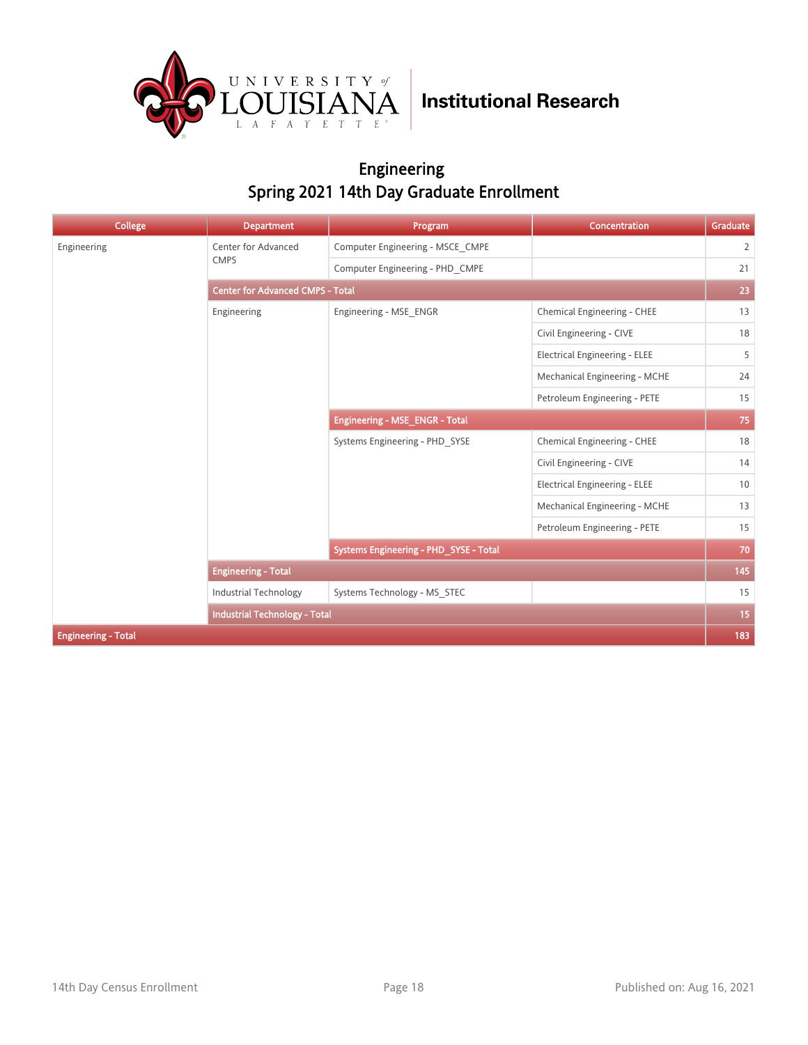# Engineering

## Spring 2021 14th Day Graduate Enrollment

| College | Department | Program | Concentration | Graduate |
|---|---|---|---|---|
| Engineering | Center for Advanced CMPS | Computer Engineering - MSCE_CMPE | | 2 |
| | | Computer Engineering - PHD_CMPE | | 21 |
| | **Center for Advanced CMPS - Total** | | | **23** |
| | Engineering | Engineering - MSE_ENGR | Chemical Engineering - CHEE | 13 |
| | | | Civil Engineering - CIVE | 18 |
| | | | Electrical Engineering - ELEE | 5 |
| | | | Mechanical Engineering - MCHE | 24 |
| | | | Petroleum Engineering - PETE | 15 |
| | | **Engineering - MSE_ENGR - Total** | | **75** |
| | | Systems Engineering - PHD_SYSE | Chemical Engineering - CHEE | 18 |
| | | | Civil Engineering - CIVE | 14 |
| | | | Electrical Engineering - ELEE | 10 |
| | | | Mechanical Engineering - MCHE | 13 |
| | | | Petroleum Engineering - PETE | 15 |
| | | **Systems Engineering - PHD_SYSE - Total** | | **70** |
| | **Engineering - Total** | | | **145** |
| | Industrial Technology | Systems Technology - MS_STEC | | 15 |
| | **Industrial Technology - Total** | | | **15** |
| **Engineering - Total** | | | | **183** |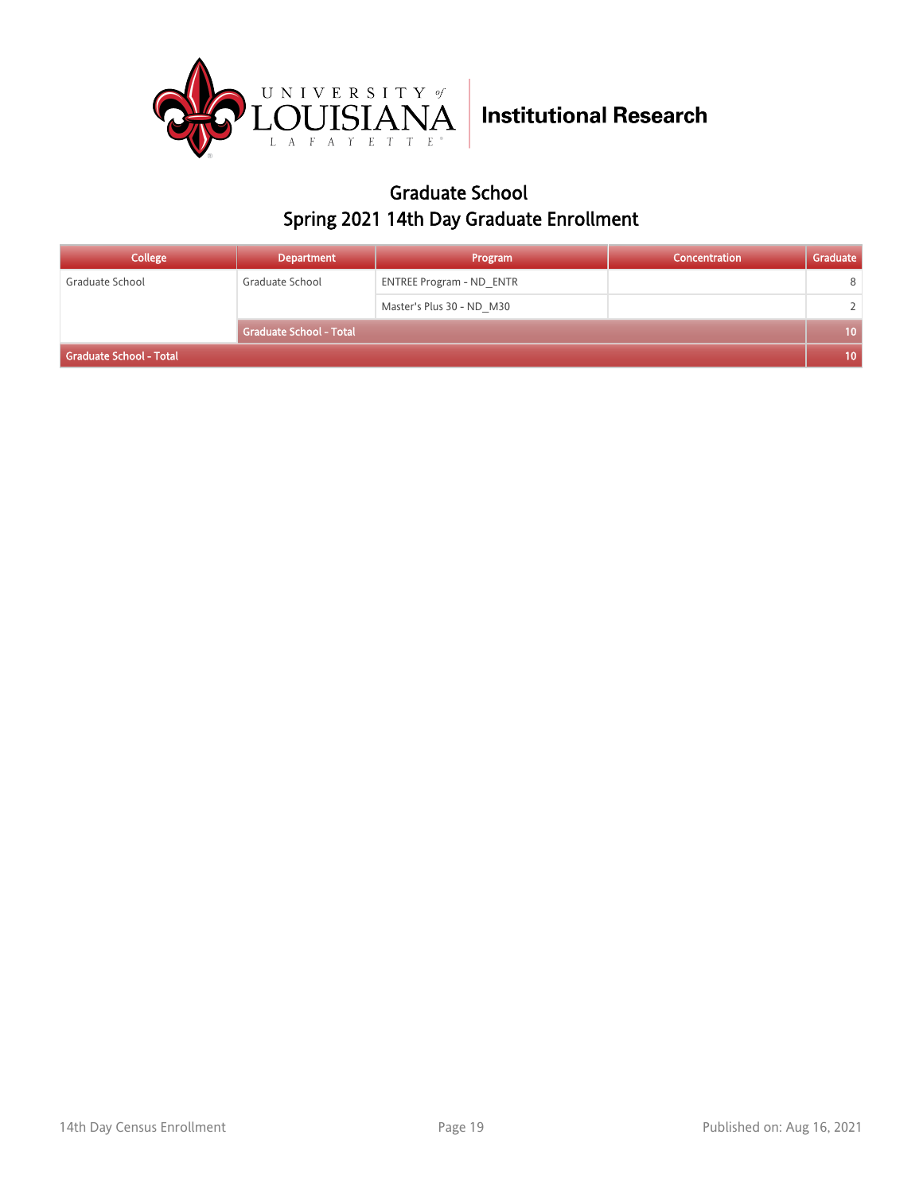## Graduate School
## Spring 2021 14th Day Graduate Enrollment

| College | Department | Program | Concentration | Graduate |
|---|---|---|---|---|
| Graduate School | Graduate School | ENTREE Program - ND_ENTR | | 8 |
| | | Master's Plus 30 - ND_M30 | | 2 |
| | **Graduate School - Total** | | | **10** |
| **Graduate School - Total** | | | | **10** |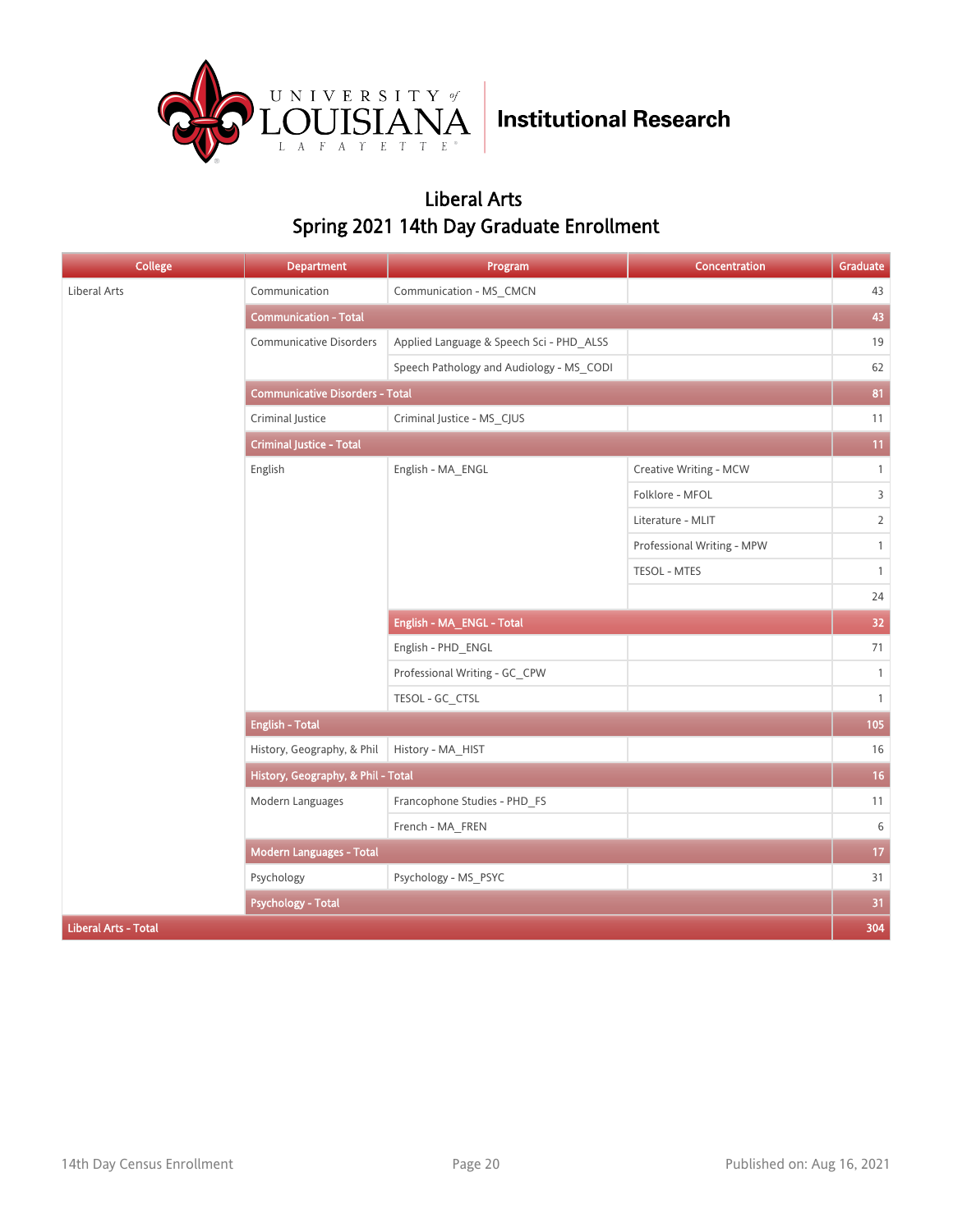Institutional Research

# Liberal Arts

## Spring 2021 14th Day Graduate Enrollment

| College | Department | Program | Concentration | Graduate |
|---|---|---|---|---|
| Liberal Arts | Communication | Communication - MS_CMCN | | 43 |
| | **Communication - Total** | | | **43** |
| | Communicative Disorders | Applied Language & Speech Sci - PHD_ALSS | | 19 |
| | | Speech Pathology and Audiology - MS_CODI | | 62 |
| | **Communicative Disorders - Total** | | | **81** |
| | Criminal Justice | Criminal Justice - MS_CJUS | | 11 |
| | **Criminal Justice - Total** | | | **11** |
| | English | English - MA_ENGL | Creative Writing - MCW | 1 |
| | | | Folklore - MFOL | 3 |
| | | | Literature - MLIT | 2 |
| | | | Professional Writing - MPW | 1 |
| | | | TESOL - MTES | 1 |
| | | | | 24 |
| | | **English - MA_ENGL - Total** | | **32** |
| | | English - PHD_ENGL | | 71 |
| | | Professional Writing - GC_CPW | | 1 |
| | | TESOL - GC_CTSL | | 1 |
| | **English - Total** | | | **105** |
| | History, Geography, & Phil | History - MA_HIST | | 16 |
| | **History, Geography, & Phil - Total** | | | **16** |
| | Modern Languages | Francophone Studies - PHD_FS | | 11 |
| | | French - MA_FREN | | 6 |
| | **Modern Languages - Total** | | | **17** |
| | Psychology | Psychology - MS_PSYC | | 31 |
| | **Psychology - Total** | | | **31** |
| **Liberal Arts - Total** | | | | **304** |

14th Day Census Enrollment — Published on: Aug 16, 2021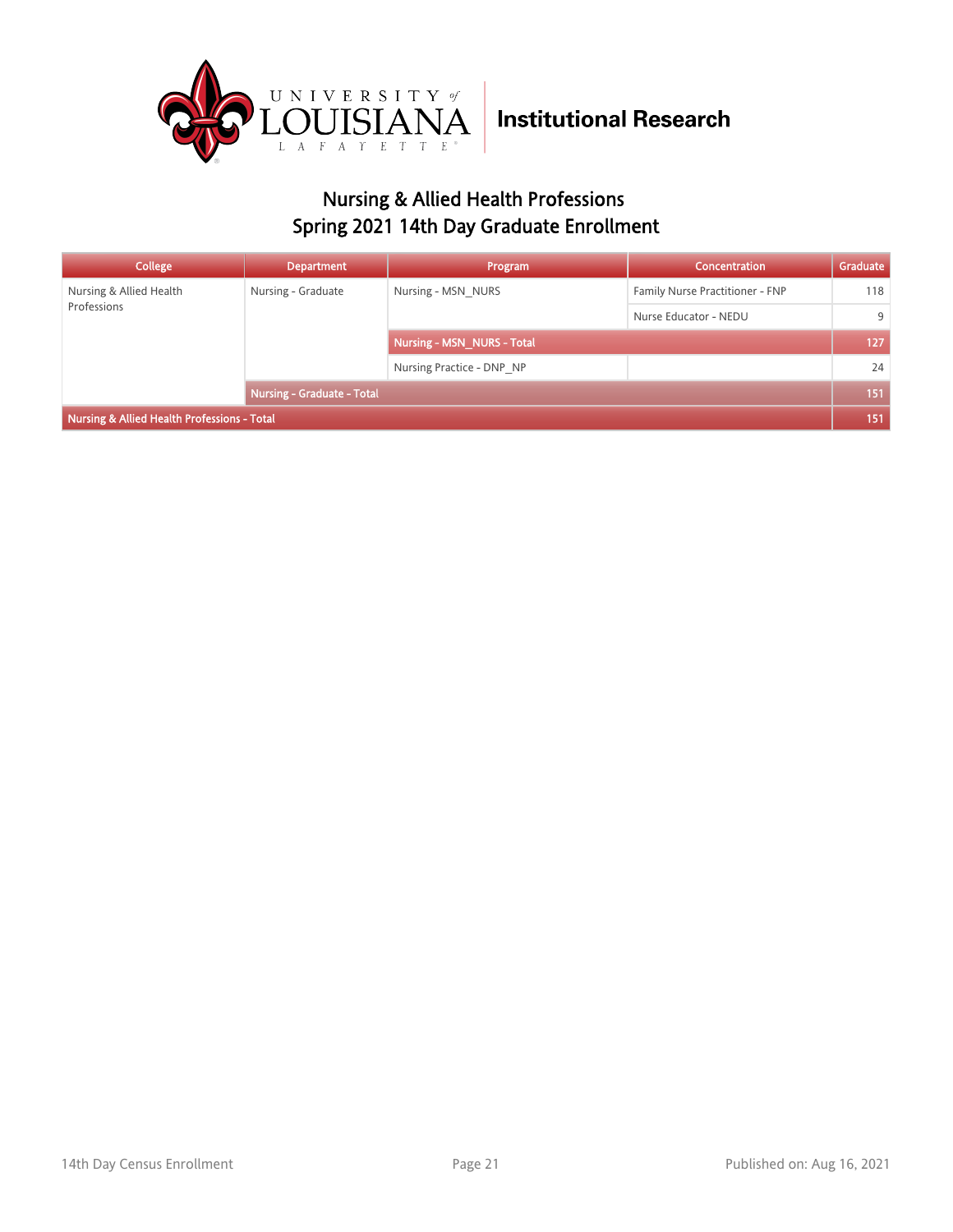Institutional Research

## Nursing & Allied Health Professions
## Spring 2021 14th Day Graduate Enrollment

| College | Department | Program | Concentration | Graduate |
|---|---|---|---|---|
| Nursing & Allied Health Professions | Nursing - Graduate | Nursing - MSN_NURS | Family Nurse Practitioner - FNP | 118 |
| | | | Nurse Educator - NEDU | 9 |
| | | **Nursing - MSN_NURS - Total** | | **127** |
| | | Nursing Practice - DNP_NP | | 24 |
| | **Nursing - Graduate - Total** | | | **151** |
| **Nursing & Allied Health Professions - Total** | | | | **151** |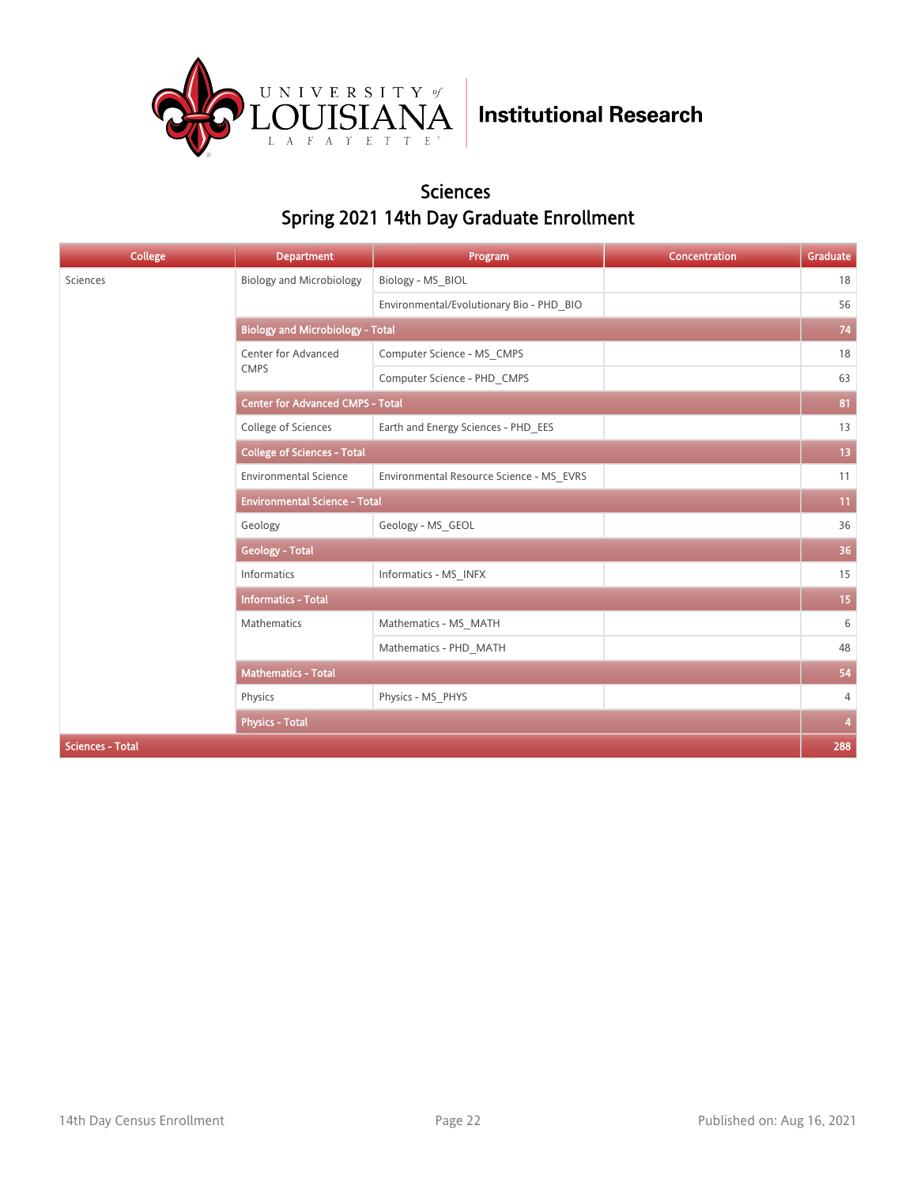University of Louisiana Lafayette | Institutional Research

## Sciences
## Spring 2021 14th Day Graduate Enrollment

| College | Department | Program | Concentration | Graduate |
|---|---|---|---|---|
| Sciences | Biology and Microbiology | Biology - MS_BIOL | | 18 |
| | | Environmental/Evolutionary Bio - PHD_BIO | | 56 |
| | **Biology and Microbiology - Total** | | | **74** |
| | Center for Advanced CMPS | Computer Science - MS_CMPS | | 18 |
| | | Computer Science - PHD_CMPS | | 63 |
| | **Center for Advanced CMPS - Total** | | | **81** |
| | College of Sciences | Earth and Energy Sciences - PHD_EES | | 13 |
| | **College of Sciences - Total** | | | **13** |
| | Environmental Science | Environmental Resource Science - MS_EVRS | | 11 |
| | **Environmental Science - Total** | | | **11** |
| | Geology | Geology - MS_GEOL | | 36 |
| | **Geology - Total** | | | **36** |
| | Informatics | Informatics - MS_INFX | | 15 |
| | **Informatics - Total** | | | **15** |
| | Mathematics | Mathematics - MS_MATH | | 6 |
| | | Mathematics - PHD_MATH | | 48 |
| | **Mathematics - Total** | | | **54** |
| | Physics | Physics - MS_PHYS | | 4 |
| | **Physics - Total** | | | **4** |
| **Sciences - Total** | | | | **288** |